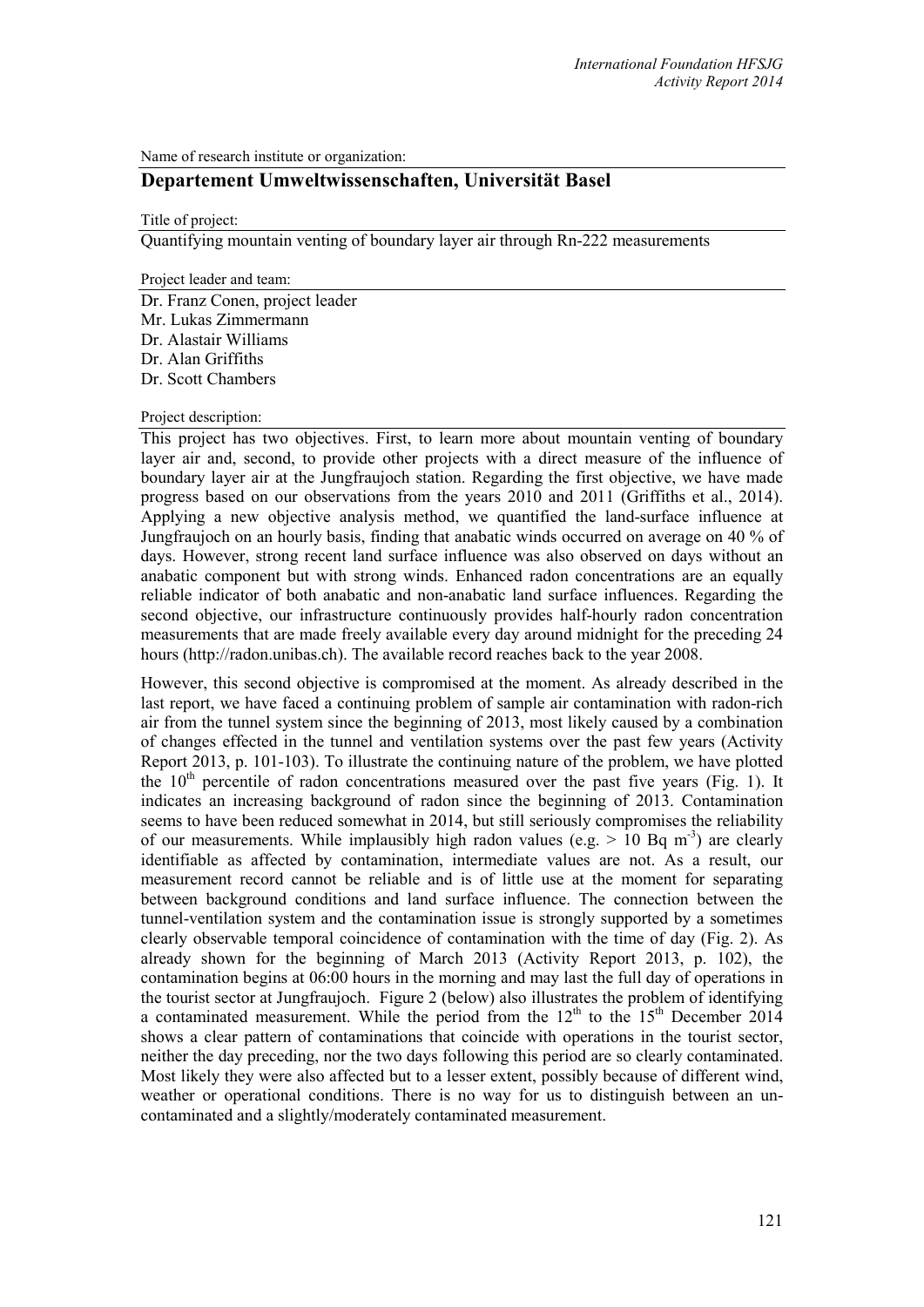Name of research institute or organization:

## Departement Umweltwissenschaften, Universität Basel

Title of project:

Quantifying mountain venting of boundary layer air through Rn-222 measurements

Project leader and team:

Dr. Franz Conen, project leader
Mr. Lukas Zimmermann
Dr. Alastair Williams
Dr. Alan Griffiths
Dr. Scott Chambers

Project description:

This project has two objectives. First, to learn more about mountain venting of boundary layer air and, second, to provide other projects with a direct measure of the influence of boundary layer air at the Jungfraujoch station. Regarding the first objective, we have made progress based on our observations from the years 2010 and 2011 (Griffiths et al., 2014). Applying a new objective analysis method, we quantified the land-surface influence at Jungfraujoch on an hourly basis, finding that anabatic winds occurred on average on 40 % of days. However, strong recent land surface influence was also observed on days without an anabatic component but with strong winds. Enhanced radon concentrations are an equally reliable indicator of both anabatic and non-anabatic land surface influences. Regarding the second objective, our infrastructure continuously provides half-hourly radon concentration measurements that are made freely available every day around midnight for the preceding 24 hours (http://radon.unibas.ch). The available record reaches back to the year 2008.

However, this second objective is compromised at the moment. As already described in the last report, we have faced a continuing problem of sample air contamination with radon-rich air from the tunnel system since the beginning of 2013, most likely caused by a combination of changes effected in the tunnel and ventilation systems over the past few years (Activity Report 2013, p. 101-103). To illustrate the continuing nature of the problem, we have plotted the 10th percentile of radon concentrations measured over the past five years (Fig. 1). It indicates an increasing background of radon since the beginning of 2013. Contamination seems to have been reduced somewhat in 2014, but still seriously compromises the reliability of our measurements. While implausibly high radon values (e.g. > 10 Bq $m^{-3}$) are clearly identifiable as affected by contamination, intermediate values are not. As a result, our measurement record cannot be reliable and is of little use at the moment for separating between background conditions and land surface influence. The connection between the tunnel-ventilation system and the contamination issue is strongly supported by a sometimes clearly observable temporal coincidence of contamination with the time of day (Fig. 2). As already shown for the beginning of March 2013 (Activity Report 2013, p. 102), the contamination begins at 06:00 hours in the morning and may last the full day of operations in the tourist sector at Jungfraujoch. Figure 2 (below) also illustrates the problem of identifying a contaminated measurement. While the period from the 12th to the 15th December 2014 shows a clear pattern of contaminations that coincide with operations in the tourist sector, neither the day preceding, nor the two days following this period are so clearly contaminated. Most likely they were also affected but to a lesser extent, possibly because of different wind, weather or operational conditions. There is no way for us to distinguish between an un-contaminated and a slightly/moderately contaminated measurement.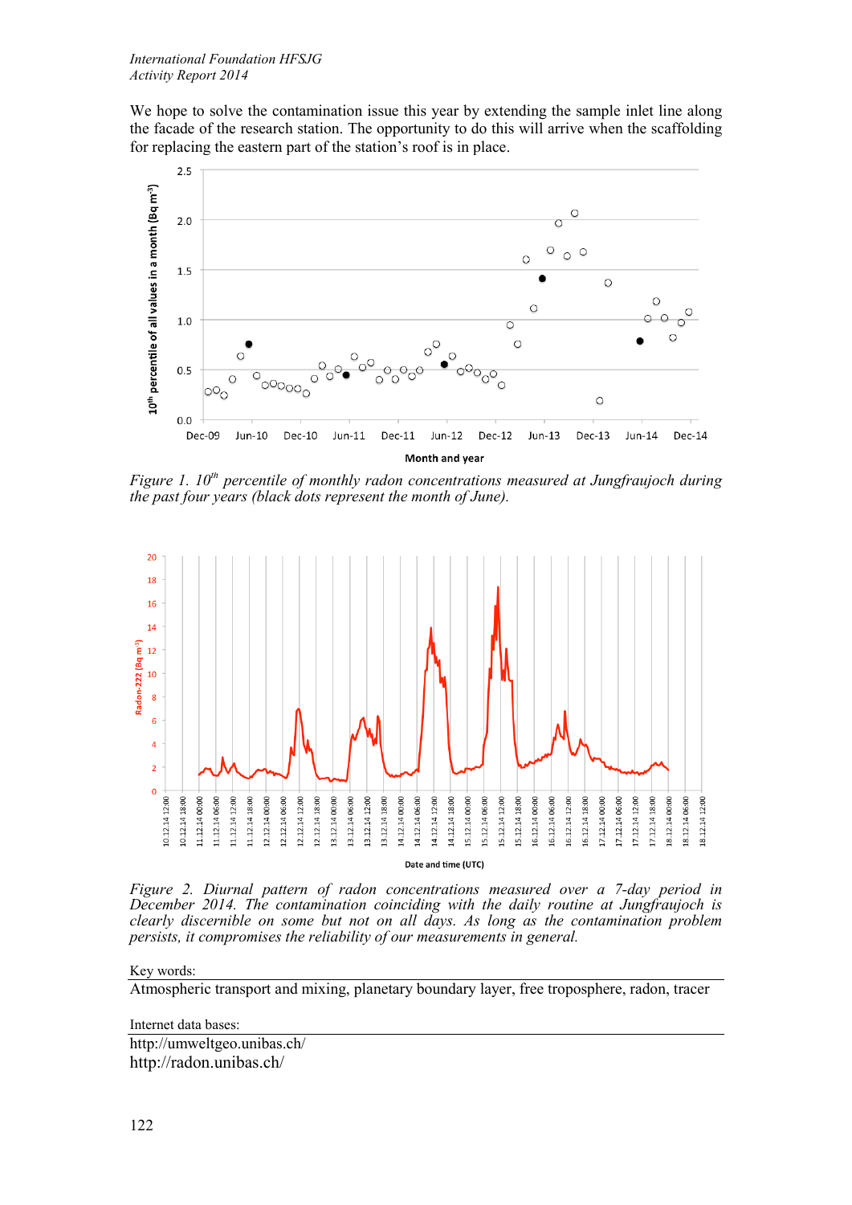We hope to solve the contamination issue this year by extending the sample inlet line along the facade of the research station. The opportunity to do this will arrive when the scaffolding for replacing the eastern part of the station's roof is in place.

*Figure 1. 10th percentile of monthly radon concentrations measured at Jungfraujoch during the past four years (black dots represent the month of June).*

*Figure 2. Diurnal pattern of radon concentrations measured over a 7-day period in December 2014. The contamination coinciding with the daily routine at Jungfraujoch is clearly discernible on some but not on all days. As long as the contamination problem persists, it compromises the reliability of our measurements in general.*

Key words:

Atmospheric transport and mixing, planetary boundary layer, free troposphere, radon, tracer

Internet data bases:

http://umweltgeo.unibas.ch/
http://radon.unibas.ch/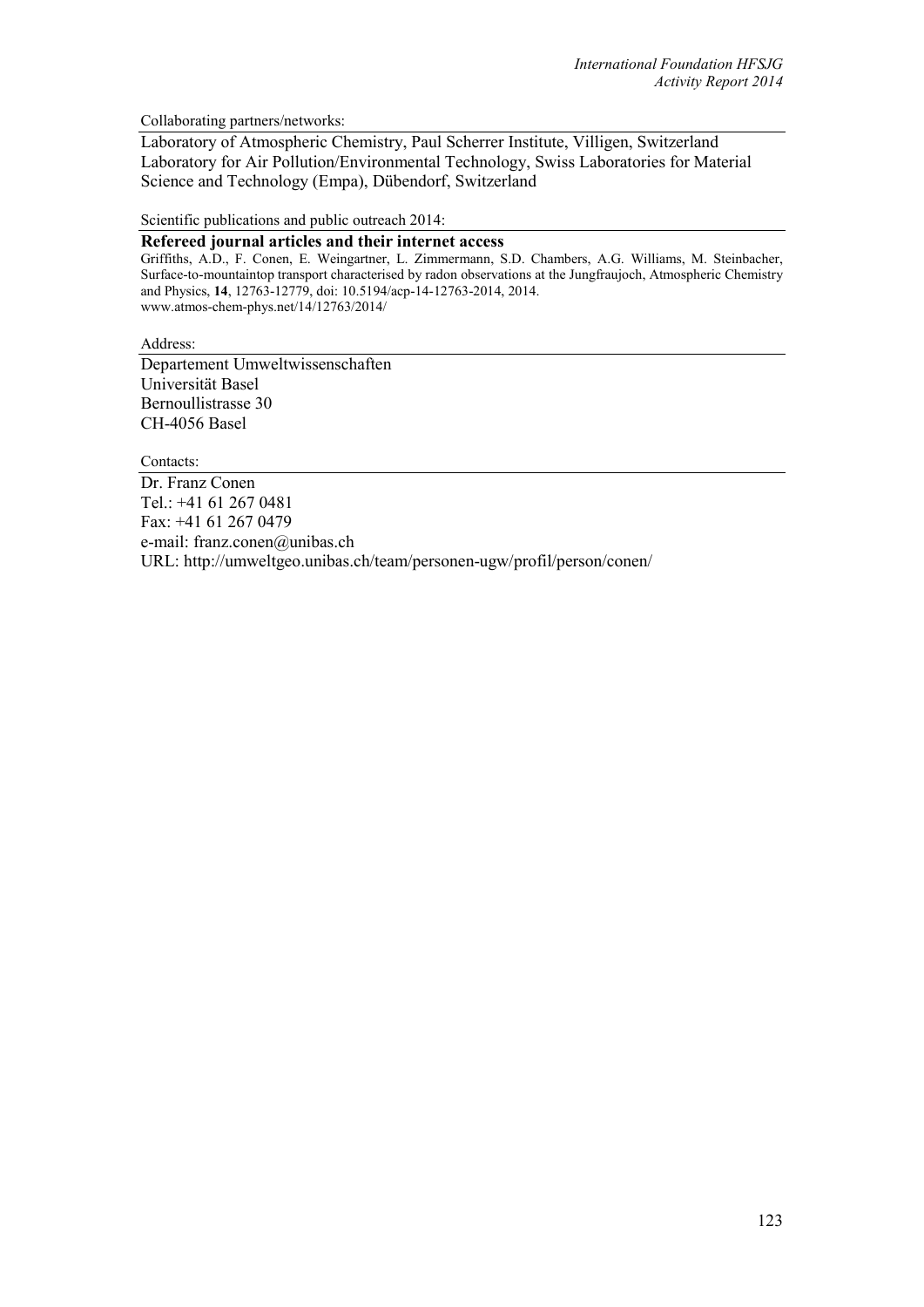Collaborating partners/networks:

Laboratory of Atmospheric Chemistry, Paul Scherrer Institute, Villigen, Switzerland
Laboratory for Air Pollution/Environmental Technology, Swiss Laboratories for Material Science and Technology (Empa), Dübendorf, Switzerland

Scientific publications and public outreach 2014:

**Refereed journal articles and their internet access**

Griffiths, A.D., F. Conen, E. Weingartner, L. Zimmermann, S.D. Chambers, A.G. Williams, M. Steinbacher, Surface-to-mountaintop transport characterised by radon observations at the Jungfraujoch, Atmospheric Chemistry and Physics, **14**, 12763-12779, doi: 10.5194/acp-14-12763-2014, 2014.
www.atmos-chem-phys.net/14/12763/2014/

Address:

Departement Umweltwissenschaften
Universität Basel
Bernoullistrasse 30
CH-4056 Basel

Contacts:

Dr. Franz Conen
Tel.: +41 61 267 0481
Fax: +41 61 267 0479
e-mail: franz.conen@unibas.ch
URL: http://umweltgeo.unibas.ch/team/personen-ugw/profil/person/conen/